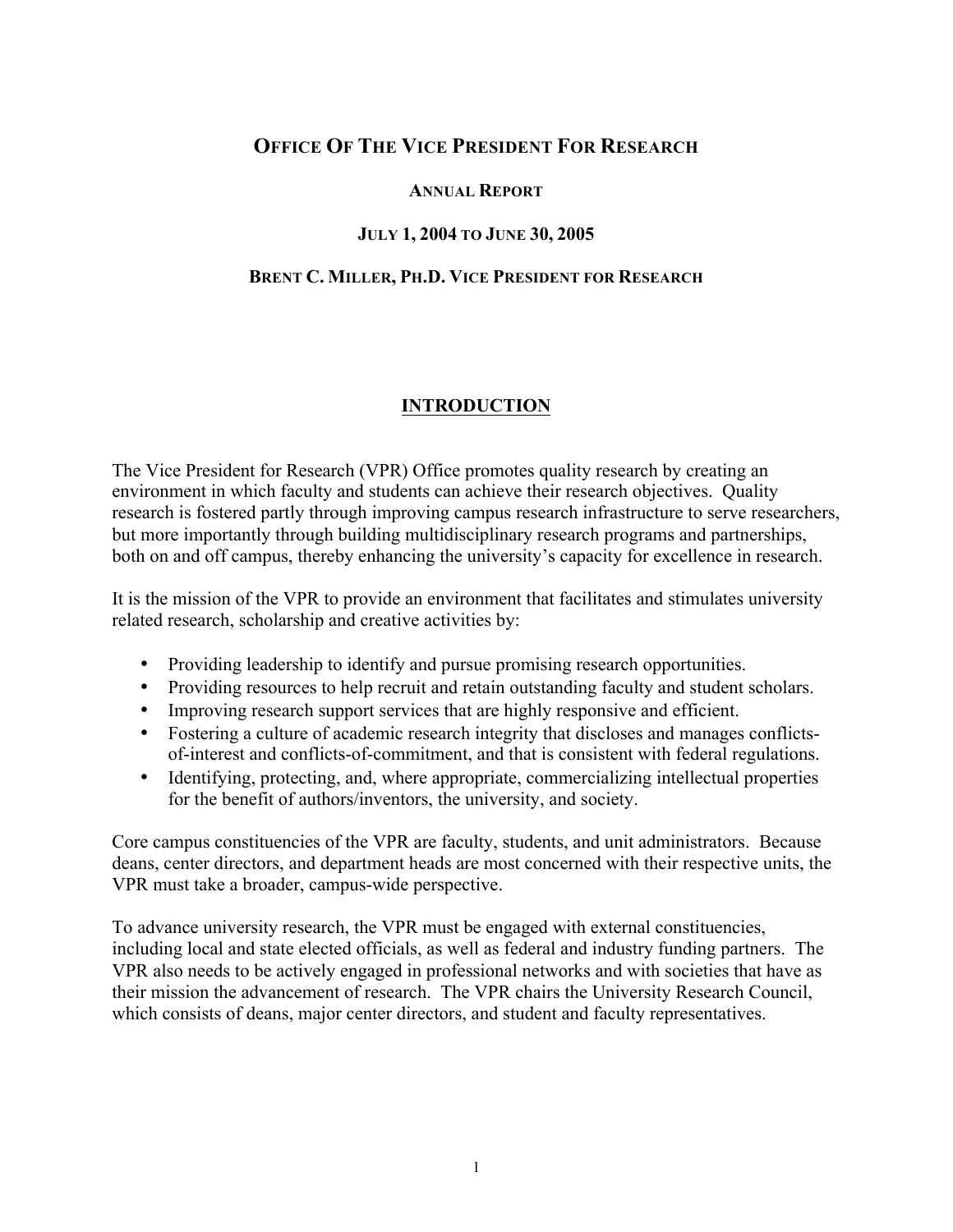# OFFICE OF THE VICE PRESIDENT FOR RESEARCH

## ANNUAL REPORT

## JULY 1, 2004 TO JUNE 30, 2005

## BRENT C. MILLER, PH.D. VICE PRESIDENT FOR RESEARCH

## INTRODUCTION

The Vice President for Research (VPR) Office promotes quality research by creating an environment in which faculty and students can achieve their research objectives. Quality research is fostered partly through improving campus research infrastructure to serve researchers, but more importantly through building multidisciplinary research programs and partnerships, both on and off campus, thereby enhancing the university's capacity for excellence in research.

It is the mission of the VPR to provide an environment that facilitates and stimulates university related research, scholarship and creative activities by:

- Providing leadership to identify and pursue promising research opportunities.
- Providing resources to help recruit and retain outstanding faculty and student scholars.
- Improving research support services that are highly responsive and efficient.
- Fostering a culture of academic research integrity that discloses and manages conflicts-of-interest and conflicts-of-commitment, and that is consistent with federal regulations.
- Identifying, protecting, and, where appropriate, commercializing intellectual properties for the benefit of authors/inventors, the university, and society.

Core campus constituencies of the VPR are faculty, students, and unit administrators. Because deans, center directors, and department heads are most concerned with their respective units, the VPR must take a broader, campus-wide perspective.

To advance university research, the VPR must be engaged with external constituencies, including local and state elected officials, as well as federal and industry funding partners. The VPR also needs to be actively engaged in professional networks and with societies that have as their mission the advancement of research. The VPR chairs the University Research Council, which consists of deans, major center directors, and student and faculty representatives.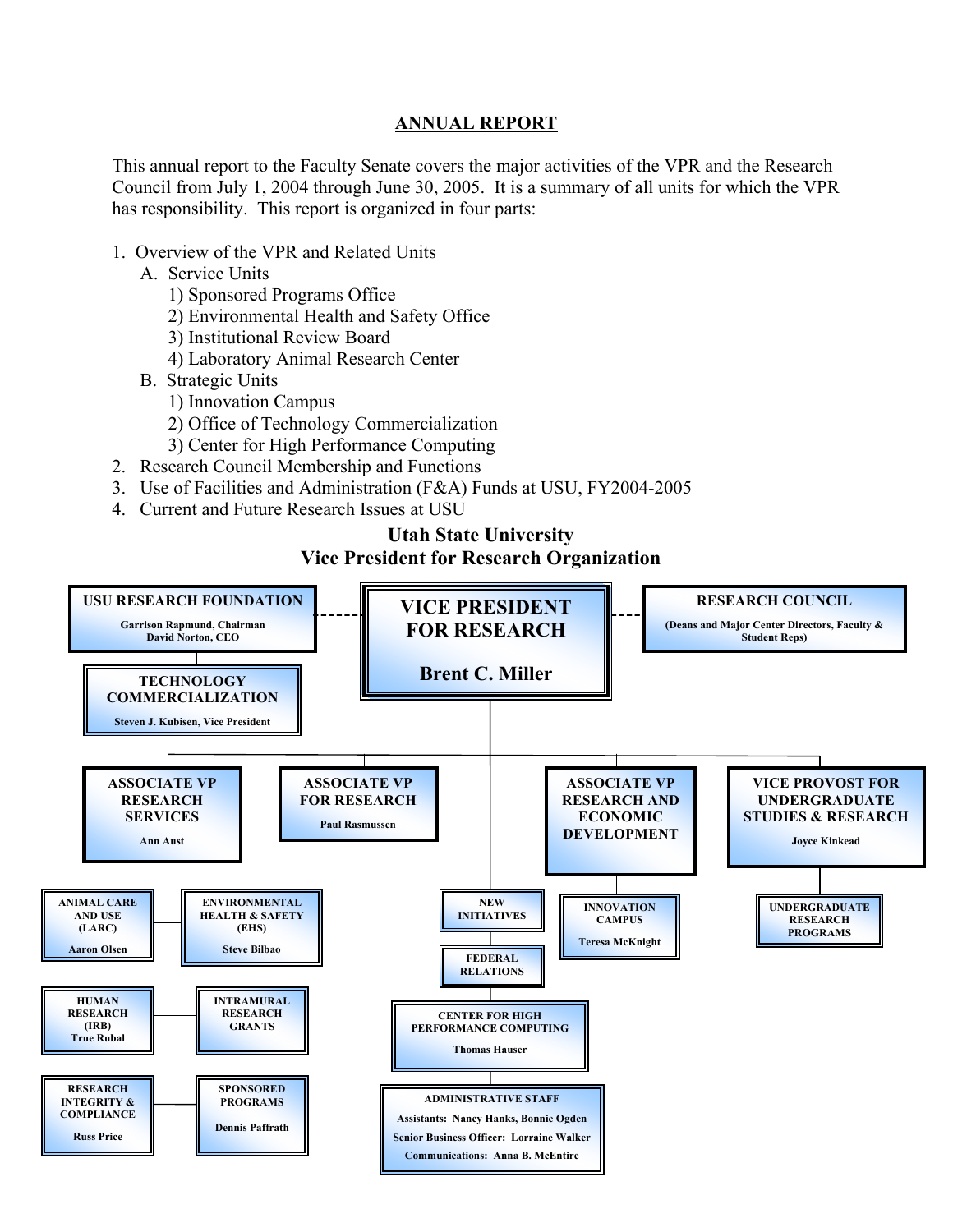## ANNUAL REPORT

This annual report to the Faculty Senate covers the major activities of the VPR and the Research Council from July 1, 2004 through June 30, 2005. It is a summary of all units for which the VPR has responsibility. This report is organized in four parts:

1. Overview of the VPR and Related Units
   - A. Service Units
     - 1) Sponsored Programs Office
     - 2) Environmental Health and Safety Office
     - 3) Institutional Review Board
     - 4) Laboratory Animal Research Center
   - B. Strategic Units
     - 1) Innovation Campus
     - 2) Office of Technology Commercialization
     - 3) Center for High Performance Computing
2. Research Council Membership and Functions
3. Use of Facilities and Administration (F&A) Funds at USU, FY2004-2005
4. Current and Future Research Issues at USU

### Utah State University
### Vice President for Research Organization

**VICE PRESIDENT FOR RESEARCH** — Brent C. Miller

- **USU RESEARCH FOUNDATION** — Garrison Rapmund, Chairman; David Norton, CEO
  - **TECHNOLOGY COMMERCIALIZATION** — Steven J. Kubisen, Vice President
- **RESEARCH COUNCIL** — (Deans and Major Center Directors, Faculty & Student Reps)
- **ASSOCIATE VP RESEARCH SERVICES** — Ann Aust
  - ANIMAL CARE AND USE (LARC) — Aaron Olsen
  - ENVIRONMENTAL HEALTH & SAFETY (EHS) — Steve Bilbao
  - HUMAN RESEARCH (IRB) — True Rubal
  - INTRAMURAL RESEARCH GRANTS
  - RESEARCH INTEGRITY & COMPLIANCE — Russ Price
  - SPONSORED PROGRAMS — Dennis Paffrath
- **ASSOCIATE VP FOR RESEARCH** — Paul Rasmussen
- NEW INITIATIVES
- FEDERAL RELATIONS
- CENTER FOR HIGH PERFORMANCE COMPUTING — Thomas Hauser
- ADMINISTRATIVE STAFF — Assistants: Nancy Hanks, Bonnie Ogden; Senior Business Officer: Lorraine Walker; Communications: Anna B. McEntire
- **ASSOCIATE VP RESEARCH AND ECONOMIC DEVELOPMENT**
  - INNOVATION CAMPUS — Teresa McKnight
- **VICE PROVOST FOR UNDERGRADUATE STUDIES & RESEARCH** — Joyce Kinkead
  - UNDERGRADUATE RESEARCH PROGRAMS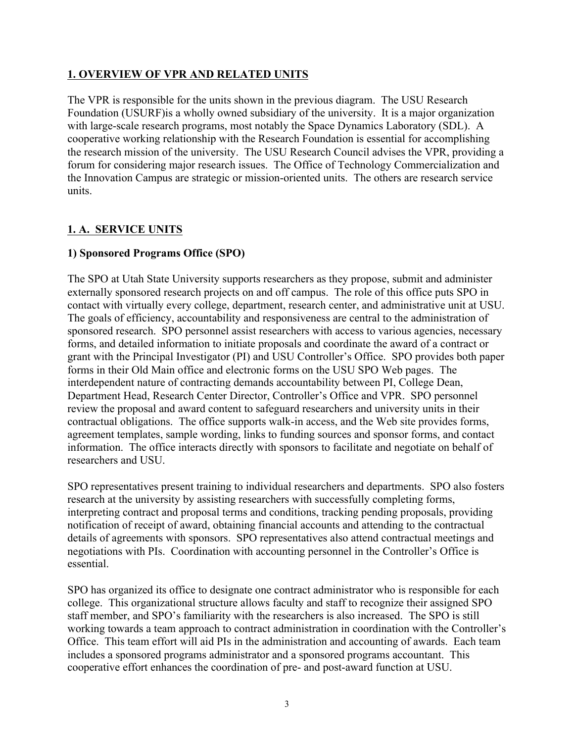## 1. OVERVIEW OF VPR AND RELATED UNITS

The VPR is responsible for the units shown in the previous diagram. The USU Research Foundation (USURF)is a wholly owned subsidiary of the university. It is a major organization with large-scale research programs, most notably the Space Dynamics Laboratory (SDL). A cooperative working relationship with the Research Foundation is essential for accomplishing the research mission of the university. The USU Research Council advises the VPR, providing a forum for considering major research issues. The Office of Technology Commercialization and the Innovation Campus are strategic or mission-oriented units. The others are research service units.

## 1. A. SERVICE UNITS

### 1) Sponsored Programs Office (SPO)

The SPO at Utah State University supports researchers as they propose, submit and administer externally sponsored research projects on and off campus. The role of this office puts SPO in contact with virtually every college, department, research center, and administrative unit at USU. The goals of efficiency, accountability and responsiveness are central to the administration of sponsored research. SPO personnel assist researchers with access to various agencies, necessary forms, and detailed information to initiate proposals and coordinate the award of a contract or grant with the Principal Investigator (PI) and USU Controller's Office. SPO provides both paper forms in their Old Main office and electronic forms on the USU SPO Web pages. The interdependent nature of contracting demands accountability between PI, College Dean, Department Head, Research Center Director, Controller's Office and VPR. SPO personnel review the proposal and award content to safeguard researchers and university units in their contractual obligations. The office supports walk-in access, and the Web site provides forms, agreement templates, sample wording, links to funding sources and sponsor forms, and contact information. The office interacts directly with sponsors to facilitate and negotiate on behalf of researchers and USU.

SPO representatives present training to individual researchers and departments. SPO also fosters research at the university by assisting researchers with successfully completing forms, interpreting contract and proposal terms and conditions, tracking pending proposals, providing notification of receipt of award, obtaining financial accounts and attending to the contractual details of agreements with sponsors. SPO representatives also attend contractual meetings and negotiations with PIs. Coordination with accounting personnel in the Controller's Office is essential.

SPO has organized its office to designate one contract administrator who is responsible for each college. This organizational structure allows faculty and staff to recognize their assigned SPO staff member, and SPO's familiarity with the researchers is also increased. The SPO is still working towards a team approach to contract administration in coordination with the Controller's Office. This team effort will aid PIs in the administration and accounting of awards. Each team includes a sponsored programs administrator and a sponsored programs accountant. This cooperative effort enhances the coordination of pre- and post-award function at USU.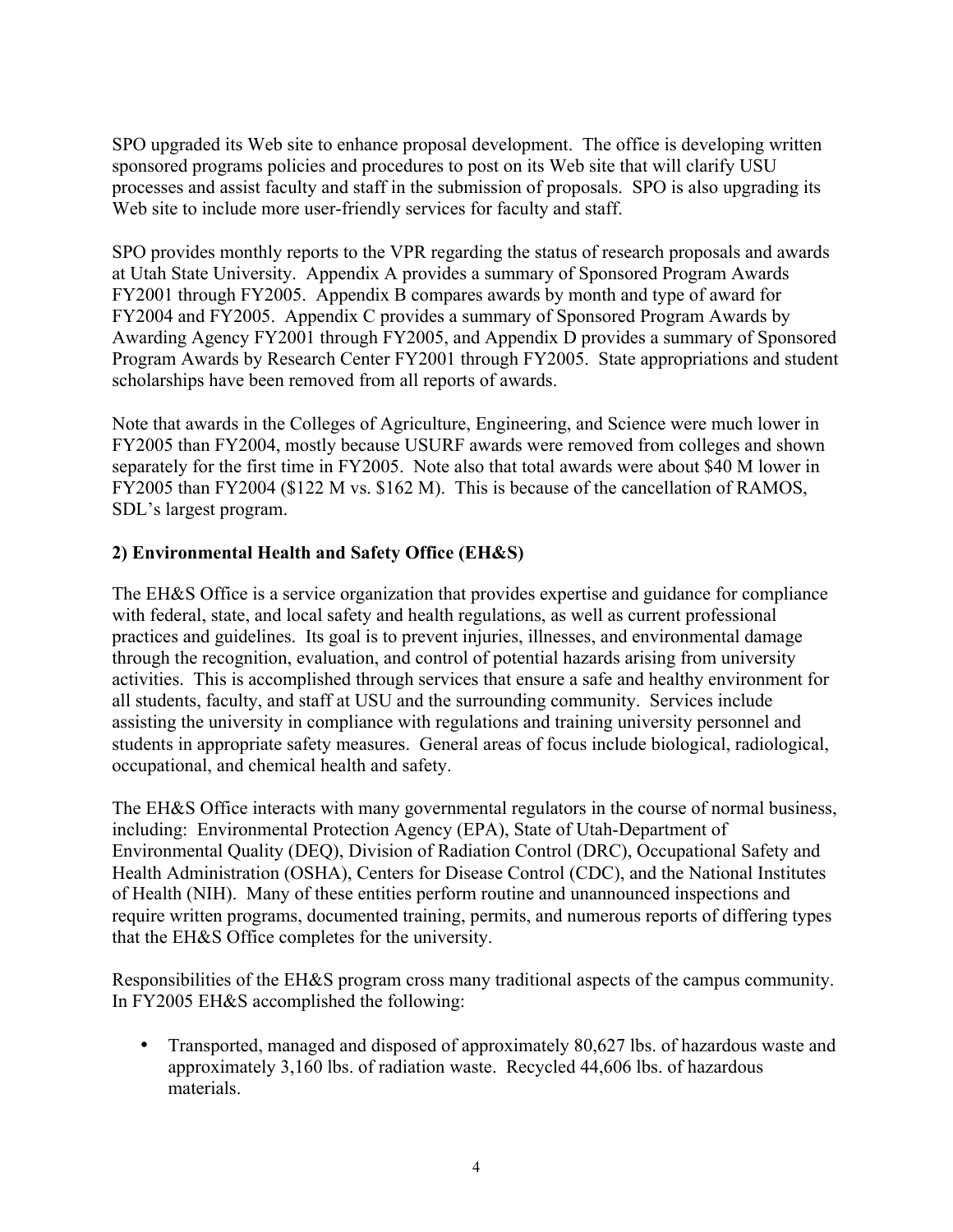SPO upgraded its Web site to enhance proposal development. The office is developing written sponsored programs policies and procedures to post on its Web site that will clarify USU processes and assist faculty and staff in the submission of proposals. SPO is also upgrading its Web site to include more user-friendly services for faculty and staff.

SPO provides monthly reports to the VPR regarding the status of research proposals and awards at Utah State University. Appendix A provides a summary of Sponsored Program Awards FY2001 through FY2005. Appendix B compares awards by month and type of award for FY2004 and FY2005. Appendix C provides a summary of Sponsored Program Awards by Awarding Agency FY2001 through FY2005, and Appendix D provides a summary of Sponsored Program Awards by Research Center FY2001 through FY2005. State appropriations and student scholarships have been removed from all reports of awards.

Note that awards in the Colleges of Agriculture, Engineering, and Science were much lower in FY2005 than FY2004, mostly because USURF awards were removed from colleges and shown separately for the first time in FY2005. Note also that total awards were about $40 M lower in FY2005 than FY2004 ($122 M vs. $162 M). This is because of the cancellation of RAMOS, SDL's largest program.

**2) Environmental Health and Safety Office (EH&S)**

The EH&S Office is a service organization that provides expertise and guidance for compliance with federal, state, and local safety and health regulations, as well as current professional practices and guidelines. Its goal is to prevent injuries, illnesses, and environmental damage through the recognition, evaluation, and control of potential hazards arising from university activities. This is accomplished through services that ensure a safe and healthy environment for all students, faculty, and staff at USU and the surrounding community. Services include assisting the university in compliance with regulations and training university personnel and students in appropriate safety measures. General areas of focus include biological, radiological, occupational, and chemical health and safety.

The EH&S Office interacts with many governmental regulators in the course of normal business, including: Environmental Protection Agency (EPA), State of Utah-Department of Environmental Quality (DEQ), Division of Radiation Control (DRC), Occupational Safety and Health Administration (OSHA), Centers for Disease Control (CDC), and the National Institutes of Health (NIH). Many of these entities perform routine and unannounced inspections and require written programs, documented training, permits, and numerous reports of differing types that the EH&S Office completes for the university.

Responsibilities of the EH&S program cross many traditional aspects of the campus community. In FY2005 EH&S accomplished the following:

- Transported, managed and disposed of approximately 80,627 lbs. of hazardous waste and approximately 3,160 lbs. of radiation waste. Recycled 44,606 lbs. of hazardous materials.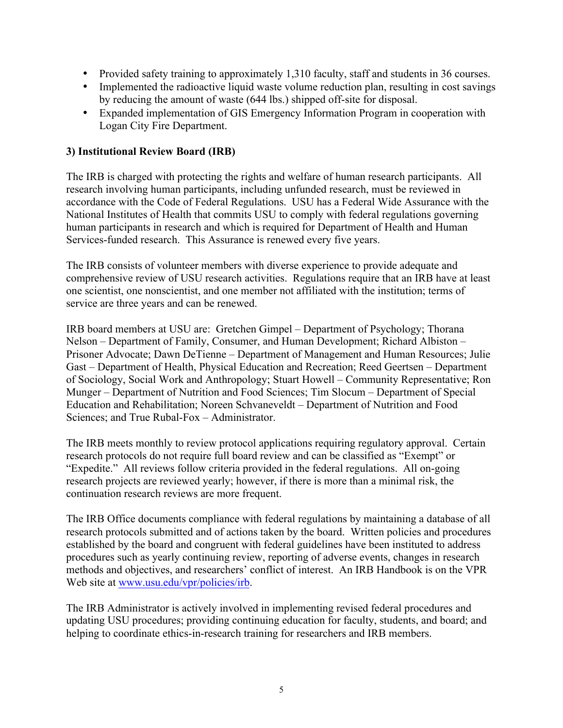- Provided safety training to approximately 1,310 faculty, staff and students in 36 courses.
- Implemented the radioactive liquid waste volume reduction plan, resulting in cost savings by reducing the amount of waste (644 lbs.) shipped off-site for disposal.
- Expanded implementation of GIS Emergency Information Program in cooperation with Logan City Fire Department.

**3) Institutional Review Board (IRB)**

The IRB is charged with protecting the rights and welfare of human research participants. All research involving human participants, including unfunded research, must be reviewed in accordance with the Code of Federal Regulations. USU has a Federal Wide Assurance with the National Institutes of Health that commits USU to comply with federal regulations governing human participants in research and which is required for Department of Health and Human Services-funded research. This Assurance is renewed every five years.

The IRB consists of volunteer members with diverse experience to provide adequate and comprehensive review of USU research activities. Regulations require that an IRB have at least one scientist, one nonscientist, and one member not affiliated with the institution; terms of service are three years and can be renewed.

IRB board members at USU are: Gretchen Gimpel – Department of Psychology; Thorana Nelson – Department of Family, Consumer, and Human Development; Richard Albiston – Prisoner Advocate; Dawn DeTienne – Department of Management and Human Resources; Julie Gast – Department of Health, Physical Education and Recreation; Reed Geertsen – Department of Sociology, Social Work and Anthropology; Stuart Howell – Community Representative; Ron Munger – Department of Nutrition and Food Sciences; Tim Slocum – Department of Special Education and Rehabilitation; Noreen Schvaneveldt – Department of Nutrition and Food Sciences; and True Rubal-Fox – Administrator.

The IRB meets monthly to review protocol applications requiring regulatory approval. Certain research protocols do not require full board review and can be classified as "Exempt" or "Expedite." All reviews follow criteria provided in the federal regulations. All on-going research projects are reviewed yearly; however, if there is more than a minimal risk, the continuation research reviews are more frequent.

The IRB Office documents compliance with federal regulations by maintaining a database of all research protocols submitted and of actions taken by the board. Written policies and procedures established by the board and congruent with federal guidelines have been instituted to address procedures such as yearly continuing review, reporting of adverse events, changes in research methods and objectives, and researchers' conflict of interest. An IRB Handbook is on the VPR Web site at www.usu.edu/vpr/policies/irb.

The IRB Administrator is actively involved in implementing revised federal procedures and updating USU procedures; providing continuing education for faculty, students, and board; and helping to coordinate ethics-in-research training for researchers and IRB members.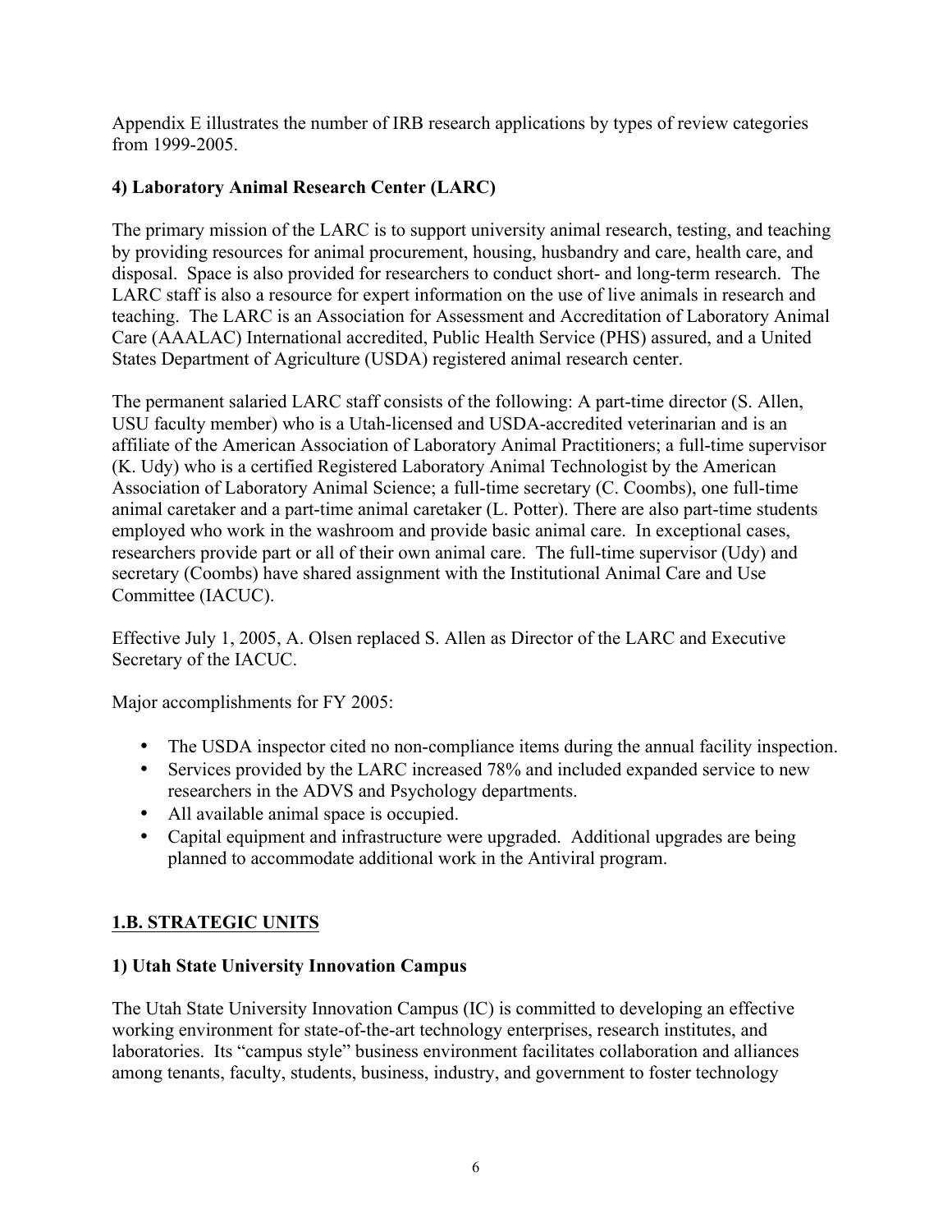Appendix E illustrates the number of IRB research applications by types of review categories from 1999-2005.

### 4) Laboratory Animal Research Center (LARC)

The primary mission of the LARC is to support university animal research, testing, and teaching by providing resources for animal procurement, housing, husbandry and care, health care, and disposal. Space is also provided for researchers to conduct short- and long-term research. The LARC staff is also a resource for expert information on the use of live animals in research and teaching. The LARC is an Association for Assessment and Accreditation of Laboratory Animal Care (AAALAC) International accredited, Public Health Service (PHS) assured, and a United States Department of Agriculture (USDA) registered animal research center.

The permanent salaried LARC staff consists of the following: A part-time director (S. Allen, USU faculty member) who is a Utah-licensed and USDA-accredited veterinarian and is an affiliate of the American Association of Laboratory Animal Practitioners; a full-time supervisor (K. Udy) who is a certified Registered Laboratory Animal Technologist by the American Association of Laboratory Animal Science; a full-time secretary (C. Coombs), one full-time animal caretaker and a part-time animal caretaker (L. Potter). There are also part-time students employed who work in the washroom and provide basic animal care. In exceptional cases, researchers provide part or all of their own animal care. The full-time supervisor (Udy) and secretary (Coombs) have shared assignment with the Institutional Animal Care and Use Committee (IACUC).

Effective July 1, 2005, A. Olsen replaced S. Allen as Director of the LARC and Executive Secretary of the IACUC.

Major accomplishments for FY 2005:

- The USDA inspector cited no non-compliance items during the annual facility inspection.
- Services provided by the LARC increased 78% and included expanded service to new researchers in the ADVS and Psychology departments.
- All available animal space is occupied.
- Capital equipment and infrastructure were upgraded. Additional upgrades are being planned to accommodate additional work in the Antiviral program.

## 1.B. STRATEGIC UNITS

### 1) Utah State University Innovation Campus

The Utah State University Innovation Campus (IC) is committed to developing an effective working environment for state-of-the-art technology enterprises, research institutes, and laboratories. Its "campus style" business environment facilitates collaboration and alliances among tenants, faculty, students, business, industry, and government to foster technology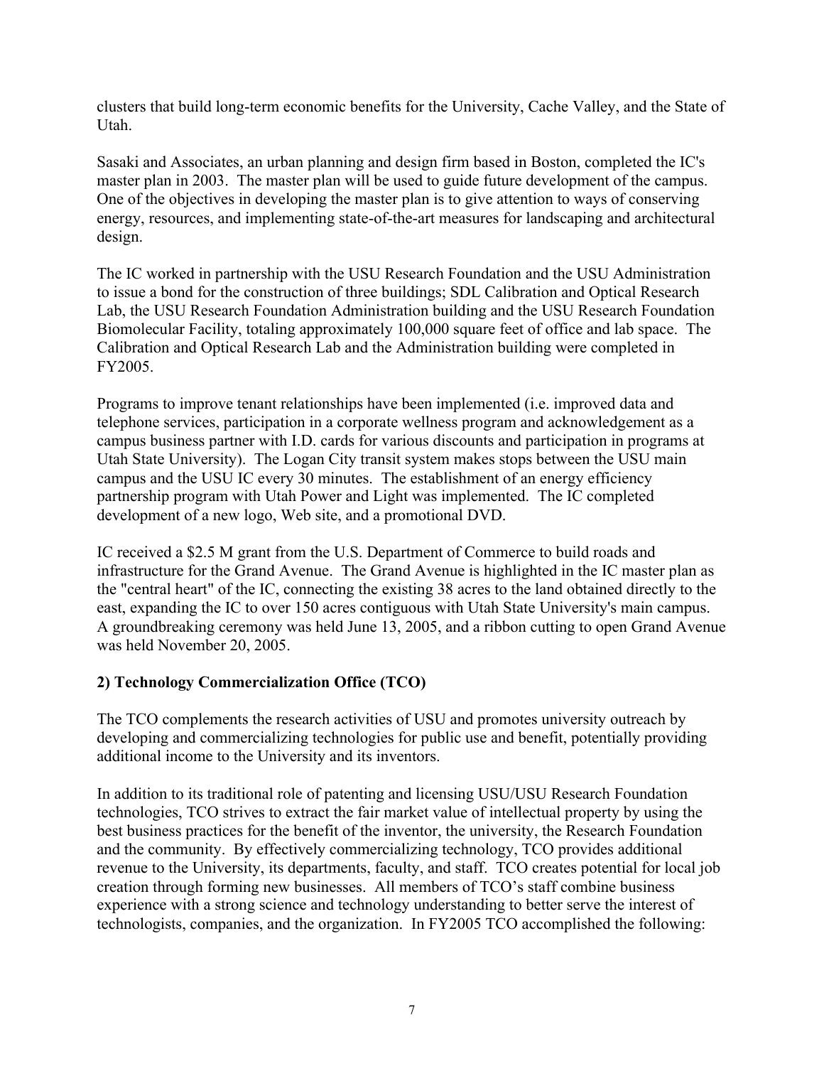clusters that build long-term economic benefits for the University, Cache Valley, and the State of Utah.

Sasaki and Associates, an urban planning and design firm based in Boston, completed the IC's master plan in 2003. The master plan will be used to guide future development of the campus. One of the objectives in developing the master plan is to give attention to ways of conserving energy, resources, and implementing state-of-the-art measures for landscaping and architectural design.

The IC worked in partnership with the USU Research Foundation and the USU Administration to issue a bond for the construction of three buildings; SDL Calibration and Optical Research Lab, the USU Research Foundation Administration building and the USU Research Foundation Biomolecular Facility, totaling approximately 100,000 square feet of office and lab space. The Calibration and Optical Research Lab and the Administration building were completed in FY2005.

Programs to improve tenant relationships have been implemented (i.e. improved data and telephone services, participation in a corporate wellness program and acknowledgement as a campus business partner with I.D. cards for various discounts and participation in programs at Utah State University). The Logan City transit system makes stops between the USU main campus and the USU IC every 30 minutes. The establishment of an energy efficiency partnership program with Utah Power and Light was implemented. The IC completed development of a new logo, Web site, and a promotional DVD.

IC received a $2.5 M grant from the U.S. Department of Commerce to build roads and infrastructure for the Grand Avenue. The Grand Avenue is highlighted in the IC master plan as the "central heart" of the IC, connecting the existing 38 acres to the land obtained directly to the east, expanding the IC to over 150 acres contiguous with Utah State University's main campus. A groundbreaking ceremony was held June 13, 2005, and a ribbon cutting to open Grand Avenue was held November 20, 2005.

**2) Technology Commercialization Office (TCO)**

The TCO complements the research activities of USU and promotes university outreach by developing and commercializing technologies for public use and benefit, potentially providing additional income to the University and its inventors.

In addition to its traditional role of patenting and licensing USU/USU Research Foundation technologies, TCO strives to extract the fair market value of intellectual property by using the best business practices for the benefit of the inventor, the university, the Research Foundation and the community. By effectively commercializing technology, TCO provides additional revenue to the University, its departments, faculty, and staff. TCO creates potential for local job creation through forming new businesses. All members of TCO's staff combine business experience with a strong science and technology understanding to better serve the interest of technologists, companies, and the organization. In FY2005 TCO accomplished the following: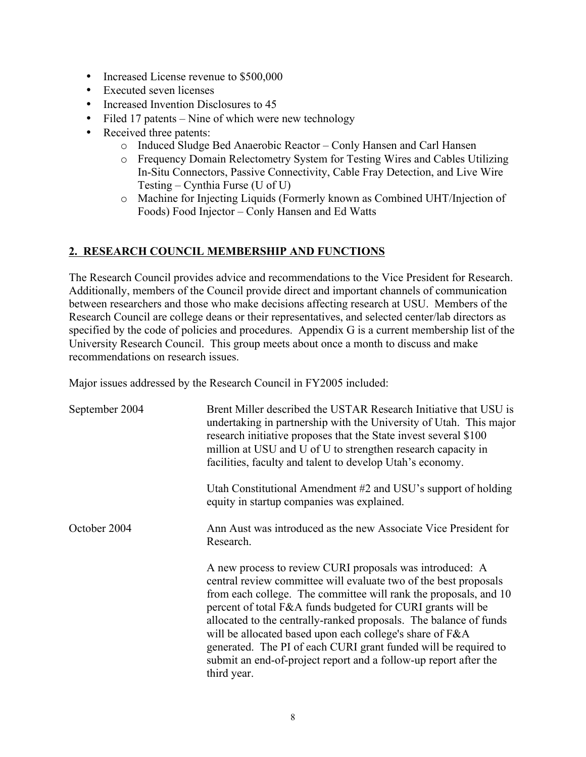- Increased License revenue to $500,000
- Executed seven licenses
- Increased Invention Disclosures to 45
- Filed 17 patents – Nine of which were new technology
- Received three patents:
  - Induced Sludge Bed Anaerobic Reactor – Conly Hansen and Carl Hansen
  - Frequency Domain Relectometry System for Testing Wires and Cables Utilizing In-Situ Connectors, Passive Connectivity, Cable Fray Detection, and Live Wire Testing – Cynthia Furse (U of U)
  - Machine for Injecting Liquids (Formerly known as Combined UHT/Injection of Foods) Food Injector – Conly Hansen and Ed Watts

## 2. RESEARCH COUNCIL MEMBERSHIP AND FUNCTIONS

The Research Council provides advice and recommendations to the Vice President for Research. Additionally, members of the Council provide direct and important channels of communication between researchers and those who make decisions affecting research at USU. Members of the Research Council are college deans or their representatives, and selected center/lab directors as specified by the code of policies and procedures. Appendix G is a current membership list of the University Research Council. This group meets about once a month to discuss and make recommendations on research issues.

Major issues addressed by the Research Council in FY2005 included:

| | |
|---|---|
| September 2004 | Brent Miller described the USTAR Research Initiative that USU is undertaking in partnership with the University of Utah. This major research initiative proposes that the State invest several $100 million at USU and U of U to strengthen research capacity in facilities, faculty and talent to develop Utah's economy. |
| | Utah Constitutional Amendment #2 and USU's support of holding equity in startup companies was explained. |
| October 2004 | Ann Aust was introduced as the new Associate Vice President for Research. |
| | A new process to review CURI proposals was introduced: A central review committee will evaluate two of the best proposals from each college. The committee will rank the proposals, and 10 percent of total F&A funds budgeted for CURI grants will be allocated to the centrally-ranked proposals. The balance of funds will be allocated based upon each college's share of F&A generated. The PI of each CURI grant funded will be required to submit an end-of-project report and a follow-up report after the third year. |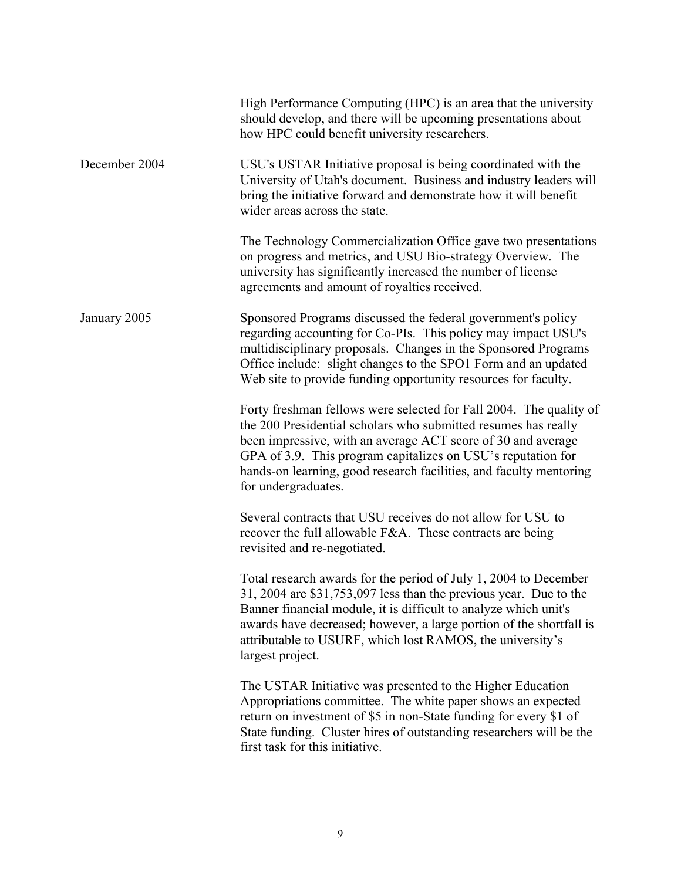| | |
|---|---|
| | High Performance Computing (HPC) is an area that the university should develop, and there will be upcoming presentations about how HPC could benefit university researchers. |
| December 2004 | USU's USTAR Initiative proposal is being coordinated with the University of Utah's document. Business and industry leaders will bring the initiative forward and demonstrate how it will benefit wider areas across the state. |
| | The Technology Commercialization Office gave two presentations on progress and metrics, and USU Bio-strategy Overview. The university has significantly increased the number of license agreements and amount of royalties received. |
| January 2005 | Sponsored Programs discussed the federal government's policy regarding accounting for Co-PIs. This policy may impact USU's multidisciplinary proposals. Changes in the Sponsored Programs Office include: slight changes to the SPO1 Form and an updated Web site to provide funding opportunity resources for faculty. |
| | Forty freshman fellows were selected for Fall 2004. The quality of the 200 Presidential scholars who submitted resumes has really been impressive, with an average ACT score of 30 and average GPA of 3.9. This program capitalizes on USU's reputation for hands-on learning, good research facilities, and faculty mentoring for undergraduates. |
| | Several contracts that USU receives do not allow for USU to recover the full allowable F&A. These contracts are being revisited and re-negotiated. |
| | Total research awards for the period of July 1, 2004 to December 31, 2004 are $31,753,097 less than the previous year. Due to the Banner financial module, it is difficult to analyze which unit's awards have decreased; however, a large portion of the shortfall is attributable to USURF, which lost RAMOS, the university's largest project. |
| | The USTAR Initiative was presented to the Higher Education Appropriations committee. The white paper shows an expected return on investment of $5 in non-State funding for every $1 of State funding. Cluster hires of outstanding researchers will be the first task for this initiative. |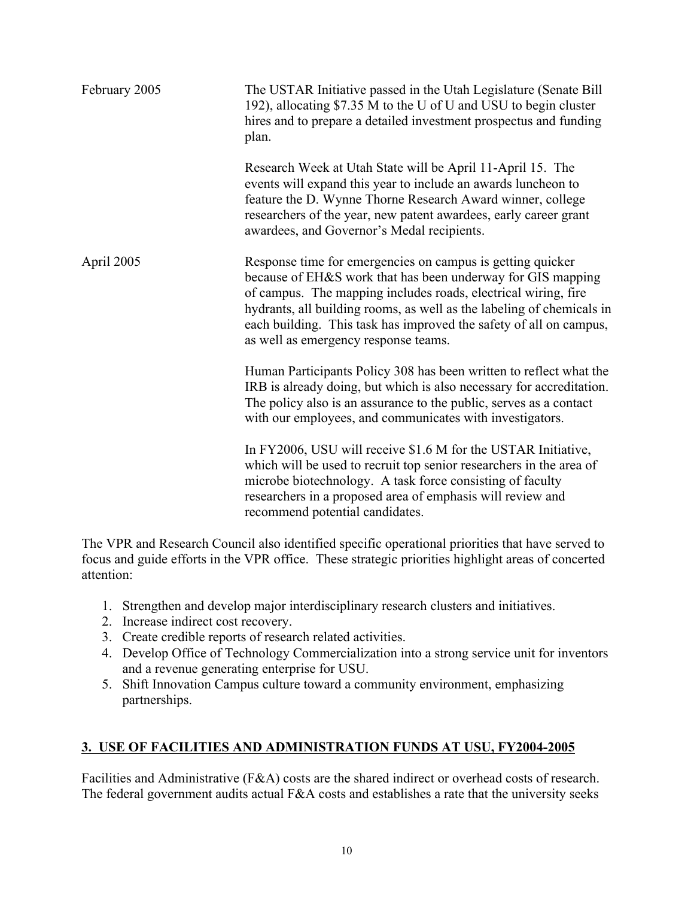| | |
|---|---|
| February 2005 | The USTAR Initiative passed in the Utah Legislature (Senate Bill 192), allocating $7.35 M to the U of U and USU to begin cluster hires and to prepare a detailed investment prospectus and funding plan. |
| | Research Week at Utah State will be April 11-April 15. The events will expand this year to include an awards luncheon to feature the D. Wynne Thorne Research Award winner, college researchers of the year, new patent awardees, early career grant awardees, and Governor's Medal recipients. |
| April 2005 | Response time for emergencies on campus is getting quicker because of EH&S work that has been underway for GIS mapping of campus. The mapping includes roads, electrical wiring, fire hydrants, all building rooms, as well as the labeling of chemicals in each building. This task has improved the safety of all on campus, as well as emergency response teams. |
| | Human Participants Policy 308 has been written to reflect what the IRB is already doing, but which is also necessary for accreditation. The policy also is an assurance to the public, serves as a contact with our employees, and communicates with investigators. |
| | In FY2006, USU will receive $1.6 M for the USTAR Initiative, which will be used to recruit top senior researchers in the area of microbe biotechnology. A task force consisting of faculty researchers in a proposed area of emphasis will review and recommend potential candidates. |

The VPR and Research Council also identified specific operational priorities that have served to focus and guide efforts in the VPR office. These strategic priorities highlight areas of concerted attention:

1. Strengthen and develop major interdisciplinary research clusters and initiatives.
2. Increase indirect cost recovery.
3. Create credible reports of research related activities.
4. Develop Office of Technology Commercialization into a strong service unit for inventors and a revenue generating enterprise for USU.
5. Shift Innovation Campus culture toward a community environment, emphasizing partnerships.

## 3. USE OF FACILITIES AND ADMINISTRATION FUNDS AT USU, FY2004-2005

Facilities and Administrative (F&A) costs are the shared indirect or overhead costs of research. The federal government audits actual F&A costs and establishes a rate that the university seeks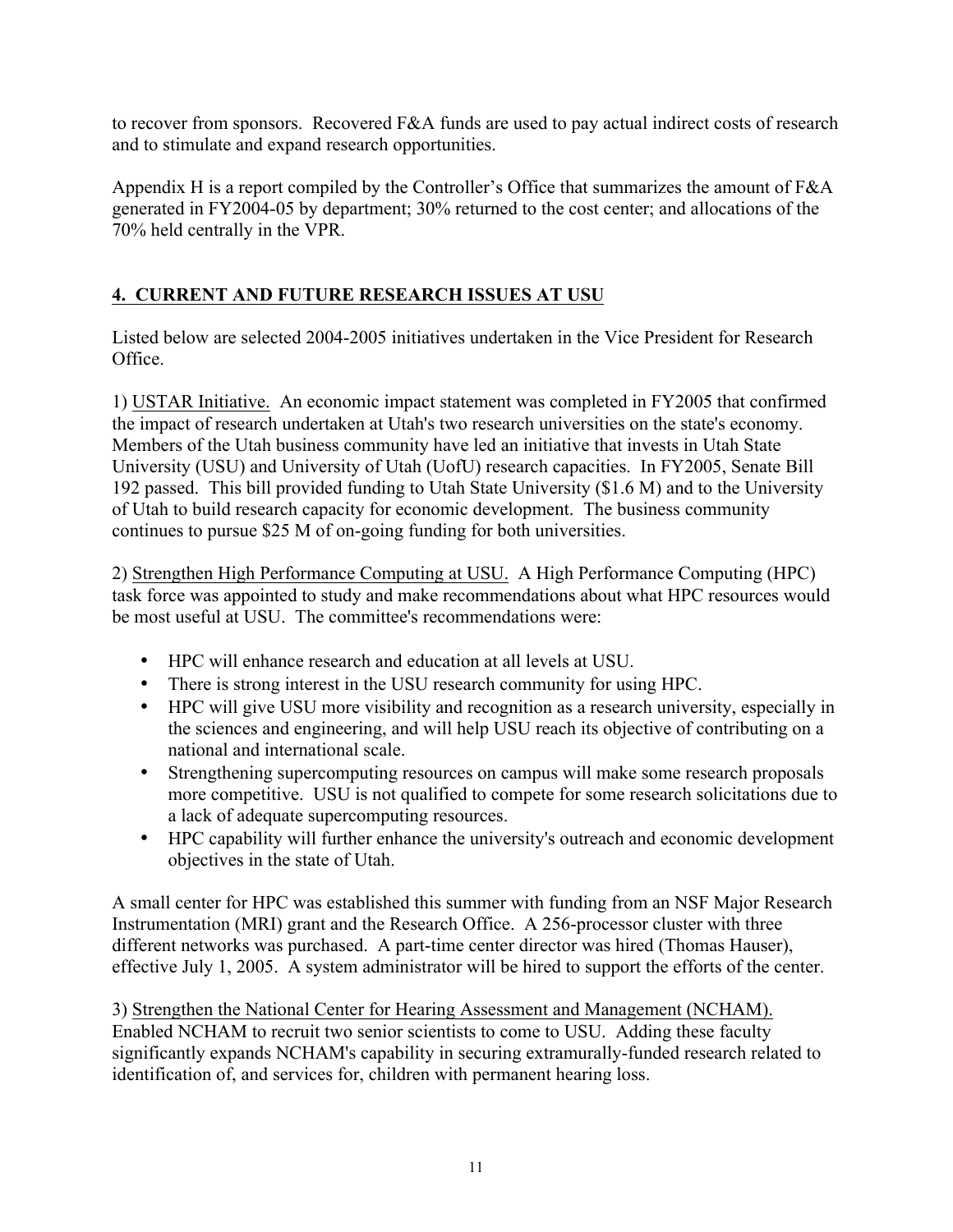to recover from sponsors. Recovered F&A funds are used to pay actual indirect costs of research and to stimulate and expand research opportunities.

Appendix H is a report compiled by the Controller's Office that summarizes the amount of F&A generated in FY2004-05 by department; 30% returned to the cost center; and allocations of the 70% held centrally in the VPR.

## 4. CURRENT AND FUTURE RESEARCH ISSUES AT USU

Listed below are selected 2004-2005 initiatives undertaken in the Vice President for Research Office.

1) USTAR Initiative. An economic impact statement was completed in FY2005 that confirmed the impact of research undertaken at Utah's two research universities on the state's economy. Members of the Utah business community have led an initiative that invests in Utah State University (USU) and University of Utah (UofU) research capacities. In FY2005, Senate Bill 192 passed. This bill provided funding to Utah State University ($1.6 M) and to the University of Utah to build research capacity for economic development. The business community continues to pursue $25 M of on-going funding for both universities.

2) Strengthen High Performance Computing at USU. A High Performance Computing (HPC) task force was appointed to study and make recommendations about what HPC resources would be most useful at USU. The committee's recommendations were:

- HPC will enhance research and education at all levels at USU.
- There is strong interest in the USU research community for using HPC.
- HPC will give USU more visibility and recognition as a research university, especially in the sciences and engineering, and will help USU reach its objective of contributing on a national and international scale.
- Strengthening supercomputing resources on campus will make some research proposals more competitive. USU is not qualified to compete for some research solicitations due to a lack of adequate supercomputing resources.
- HPC capability will further enhance the university's outreach and economic development objectives in the state of Utah.

A small center for HPC was established this summer with funding from an NSF Major Research Instrumentation (MRI) grant and the Research Office. A 256-processor cluster with three different networks was purchased. A part-time center director was hired (Thomas Hauser), effective July 1, 2005. A system administrator will be hired to support the efforts of the center.

3) Strengthen the National Center for Hearing Assessment and Management (NCHAM). Enabled NCHAM to recruit two senior scientists to come to USU. Adding these faculty significantly expands NCHAM's capability in securing extramurally-funded research related to identification of, and services for, children with permanent hearing loss.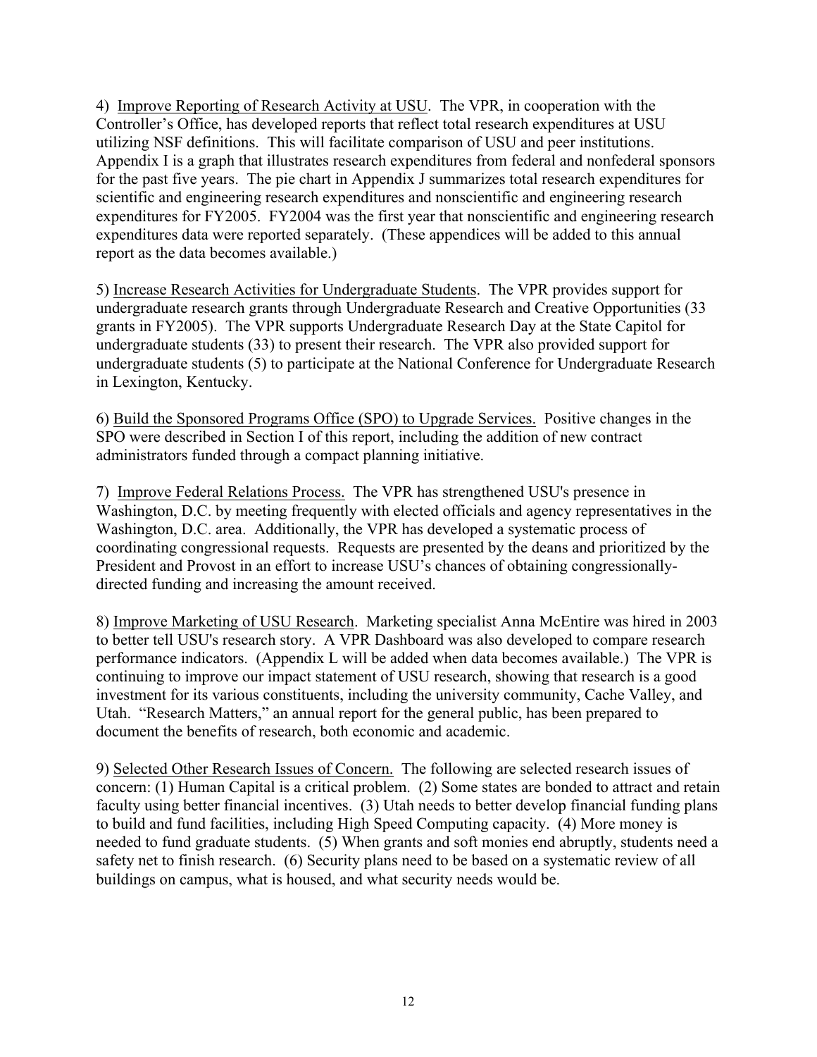4) <u>Improve Reporting of Research Activity at USU</u>. The VPR, in cooperation with the Controller's Office, has developed reports that reflect total research expenditures at USU utilizing NSF definitions. This will facilitate comparison of USU and peer institutions. Appendix I is a graph that illustrates research expenditures from federal and nonfederal sponsors for the past five years. The pie chart in Appendix J summarizes total research expenditures for scientific and engineering research expenditures and nonscientific and engineering research expenditures for FY2005. FY2004 was the first year that nonscientific and engineering research expenditures data were reported separately. (These appendices will be added to this annual report as the data becomes available.)

5) <u>Increase Research Activities for Undergraduate Students</u>. The VPR provides support for undergraduate research grants through Undergraduate Research and Creative Opportunities (33 grants in FY2005). The VPR supports Undergraduate Research Day at the State Capitol for undergraduate students (33) to present their research. The VPR also provided support for undergraduate students (5) to participate at the National Conference for Undergraduate Research in Lexington, Kentucky.

6) <u>Build the Sponsored Programs Office (SPO) to Upgrade Services.</u> Positive changes in the SPO were described in Section I of this report, including the addition of new contract administrators funded through a compact planning initiative.

7) <u>Improve Federal Relations Process.</u> The VPR has strengthened USU's presence in Washington, D.C. by meeting frequently with elected officials and agency representatives in the Washington, D.C. area. Additionally, the VPR has developed a systematic process of coordinating congressional requests. Requests are presented by the deans and prioritized by the President and Provost in an effort to increase USU's chances of obtaining congressionally-directed funding and increasing the amount received.

8) <u>Improve Marketing of USU Research</u>. Marketing specialist Anna McEntire was hired in 2003 to better tell USU's research story. A VPR Dashboard was also developed to compare research performance indicators. (Appendix L will be added when data becomes available.) The VPR is continuing to improve our impact statement of USU research, showing that research is a good investment for its various constituents, including the university community, Cache Valley, and Utah. "Research Matters," an annual report for the general public, has been prepared to document the benefits of research, both economic and academic.

9) <u>Selected Other Research Issues of Concern.</u> The following are selected research issues of concern: (1) Human Capital is a critical problem. (2) Some states are bonded to attract and retain faculty using better financial incentives. (3) Utah needs to better develop financial funding plans to build and fund facilities, including High Speed Computing capacity. (4) More money is needed to fund graduate students. (5) When grants and soft monies end abruptly, students need a safety net to finish research. (6) Security plans need to be based on a systematic review of all buildings on campus, what is housed, and what security needs would be.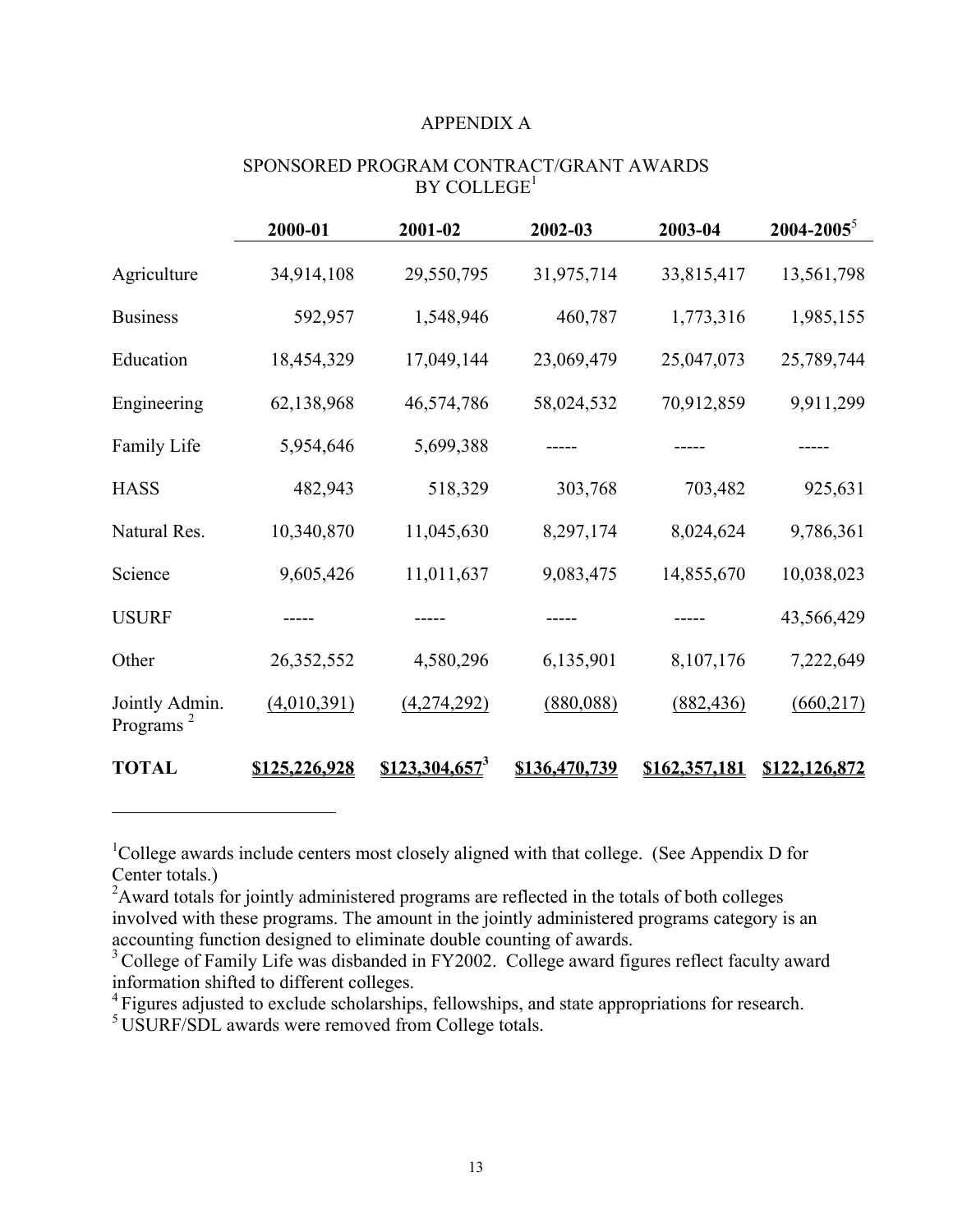APPENDIX A

SPONSORED PROGRAM CONTRACT/GRANT AWARDS BY COLLEGE[1]

| | 2000-01 | 2001-02 | 2002-03 | 2003-04 | 2004-2005[5] |
|---|---|---|---|---|---|
| Agriculture | 34,914,108 | 29,550,795 | 31,975,714 | 33,815,417 | 13,561,798 |
| Business | 592,957 | 1,548,946 | 460,787 | 1,773,316 | 1,985,155 |
| Education | 18,454,329 | 17,049,144 | 23,069,479 | 25,047,073 | 25,789,744 |
| Engineering | 62,138,968 | 46,574,786 | 58,024,532 | 70,912,859 | 9,911,299 |
| Family Life | 5,954,646 | 5,699,388 | ----- | ----- | ----- |
| HASS | 482,943 | 518,329 | 303,768 | 703,482 | 925,631 |
| Natural Res. | 10,340,870 | 11,045,630 | 8,297,174 | 8,024,624 | 9,786,361 |
| Science | 9,605,426 | 11,011,637 | 9,083,475 | 14,855,670 | 10,038,023 |
| USURF | ----- | ----- | ----- | ----- | 43,566,429 |
| Other | 26,352,552 | 4,580,296 | 6,135,901 | 8,107,176 | 7,222,649 |
| Jointly Admin. Programs[2] | (4,010,391) | (4,274,292) | (880,088) | (882,436) | (660,217) |
| **TOTAL** | **$125,226,928** | **$123,304,657[3]** | **$136,470,739** | **$162,357,181** | **$122,126,872** |

[1]College awards include centers most closely aligned with that college. (See Appendix D for Center totals.)

[2]Award totals for jointly administered programs are reflected in the totals of both colleges involved with these programs. The amount in the jointly administered programs category is an accounting function designed to eliminate double counting of awards.

[3] College of Family Life was disbanded in FY2002. College award figures reflect faculty award information shifted to different colleges.

[4] Figures adjusted to exclude scholarships, fellowships, and state appropriations for research.

[5] USURF/SDL awards were removed from College totals.